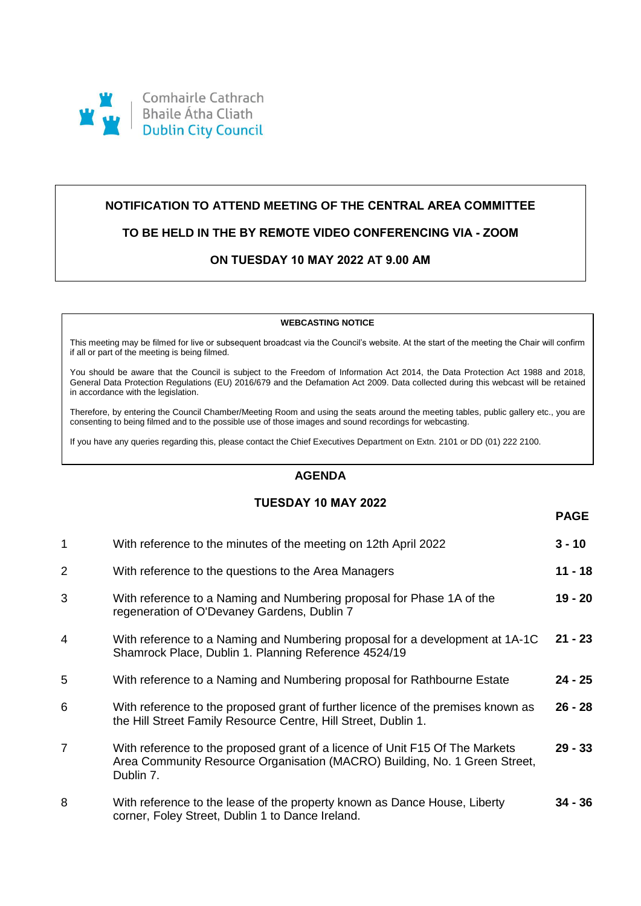Comhairle Cathrach
Bhaile Átha Cliath
Dublin City Council

**NOTIFICATION TO ATTEND MEETING OF THE CENTRAL AREA COMMITTEE**

**TO BE HELD IN THE BY REMOTE VIDEO CONFERENCING VIA - ZOOM**

**ON TUESDAY 10 MAY 2022 AT 9.00 AM**

**WEBCASTING NOTICE**

This meeting may be filmed for live or subsequent broadcast via the Council's website. At the start of the meeting the Chair will confirm if all or part of the meeting is being filmed.

You should be aware that the Council is subject to the Freedom of Information Act 2014, the Data Protection Act 1988 and 2018, General Data Protection Regulations (EU) 2016/679 and the Defamation Act 2009. Data collected during this webcast will be retained in accordance with the legislation.

Therefore, by entering the Council Chamber/Meeting Room and using the seats around the meeting tables, public gallery etc., you are consenting to being filmed and to the possible use of those images and sound recordings for webcasting.

If you have any queries regarding this, please contact the Chief Executives Department on Extn. 2101 or DD (01) 222 2100.

## AGENDA

## TUESDAY 10 MAY 2022

| | | PAGE |
|---|---|---|
| 1 | With reference to the minutes of the meeting on 12th April 2022 | **3 - 10** |
| 2 | With reference to the questions to the Area Managers | **11 - 18** |
| 3 | With reference to a Naming and Numbering proposal for Phase 1A of the regeneration of O'Devaney Gardens, Dublin 7 | **19 - 20** |
| 4 | With reference to a Naming and Numbering proposal for a development at 1A-1C Shamrock Place, Dublin 1. Planning Reference 4524/19 | **21 - 23** |
| 5 | With reference to a Naming and Numbering proposal for Rathbourne Estate | **24 - 25** |
| 6 | With reference to the proposed grant of further licence of the premises known as the Hill Street Family Resource Centre, Hill Street, Dublin 1. | **26 - 28** |
| 7 | With reference to the proposed grant of a licence of Unit F15 Of The Markets Area Community Resource Organisation (MACRO) Building, No. 1 Green Street, Dublin 7. | **29 - 33** |
| 8 | With reference to the lease of the property known as Dance House, Liberty corner, Foley Street, Dublin 1 to Dance Ireland. | **34 - 36** |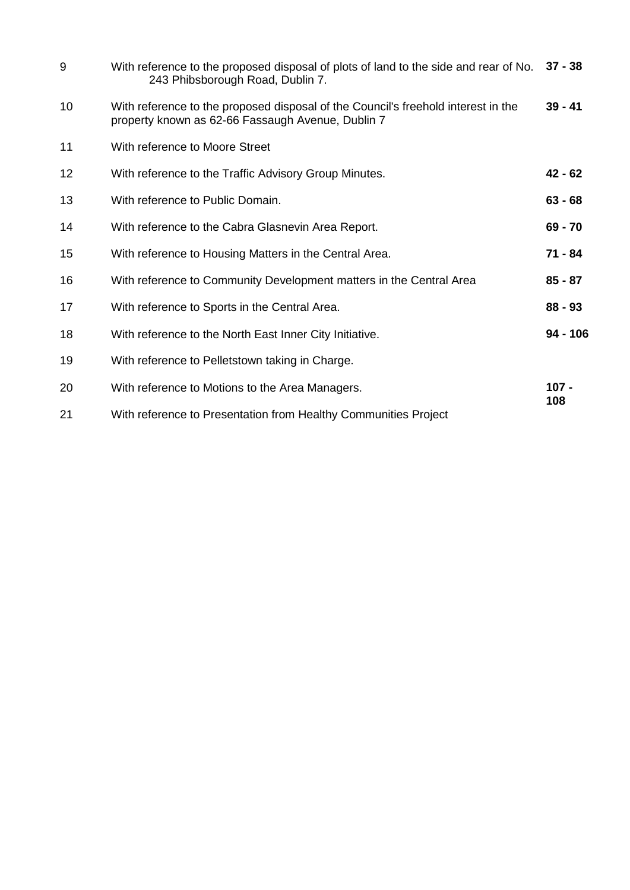| | | |
|---|---|---|
| 9 | With reference to the proposed disposal of plots of land to the side and rear of No. 243 Phibsborough Road, Dublin 7. | **37 - 38** |
| 10 | With reference to the proposed disposal of the Council's freehold interest in the property known as 62-66 Fassaugh Avenue, Dublin 7 | **39 - 41** |
| 11 | With reference to Moore Street | |
| 12 | With reference to the Traffic Advisory Group Minutes. | **42 - 62** |
| 13 | With reference to Public Domain. | **63 - 68** |
| 14 | With reference to the Cabra Glasnevin Area Report. | **69 - 70** |
| 15 | With reference to Housing Matters in the Central Area. | **71 - 84** |
| 16 | With reference to Community Development matters in the Central Area | **85 - 87** |
| 17 | With reference to Sports in the Central Area. | **88 - 93** |
| 18 | With reference to the North East Inner City Initiative. | **94 - 106** |
| 19 | With reference to Pelletstown taking in Charge. | |
| 20 | With reference to Motions to the Area Managers. | **107 - 108** |
| 21 | With reference to Presentation from Healthy Communities Project | |